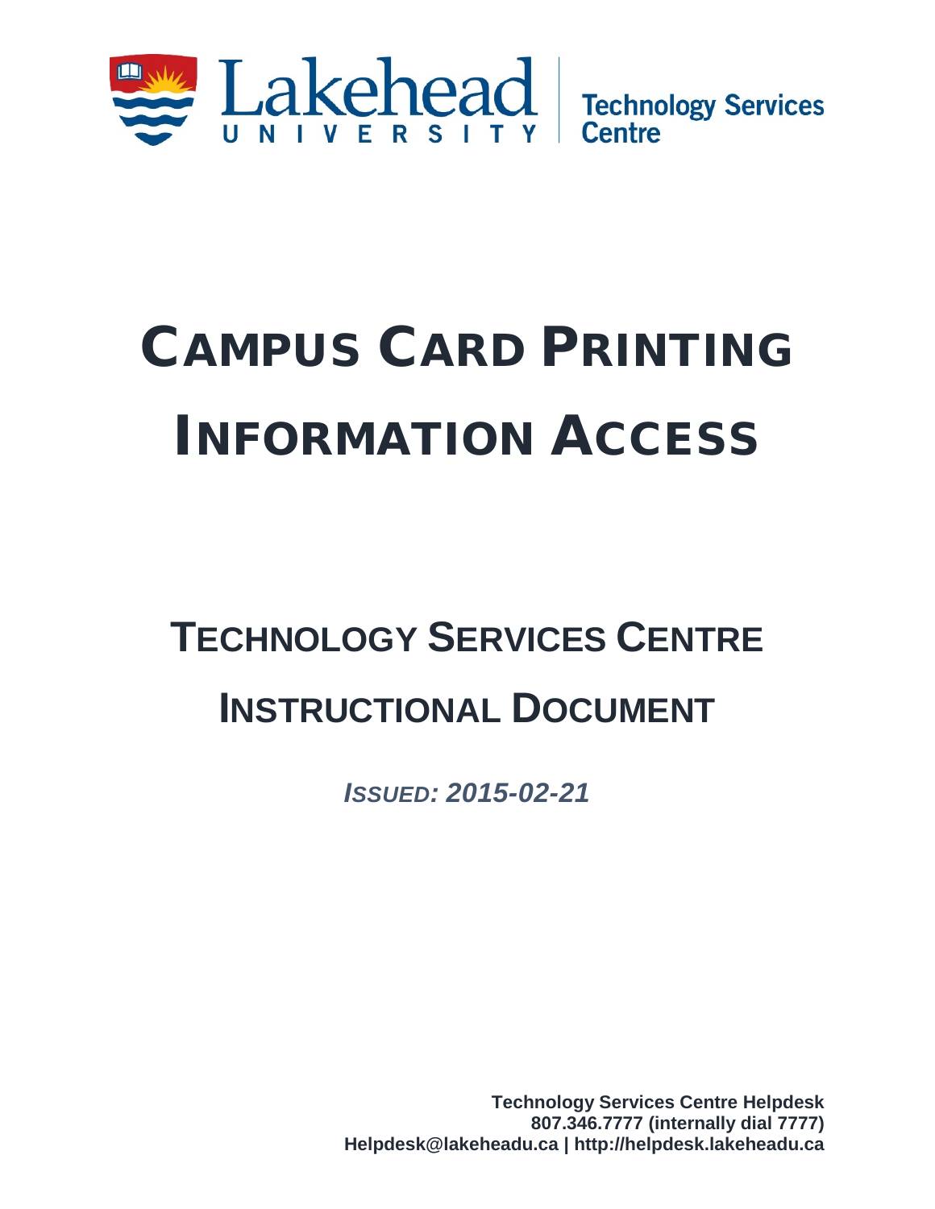Lakehead University | Technology Services Centre

# Campus Card Printing Information Access

## Technology Services Centre Instructional Document

***Issued: 2015-02-21***

**Technology Services Centre Helpdesk**
**807.346.7777 (internally dial 7777)**
**Helpdesk@lakeheadu.ca | http://helpdesk.lakeheadu.ca**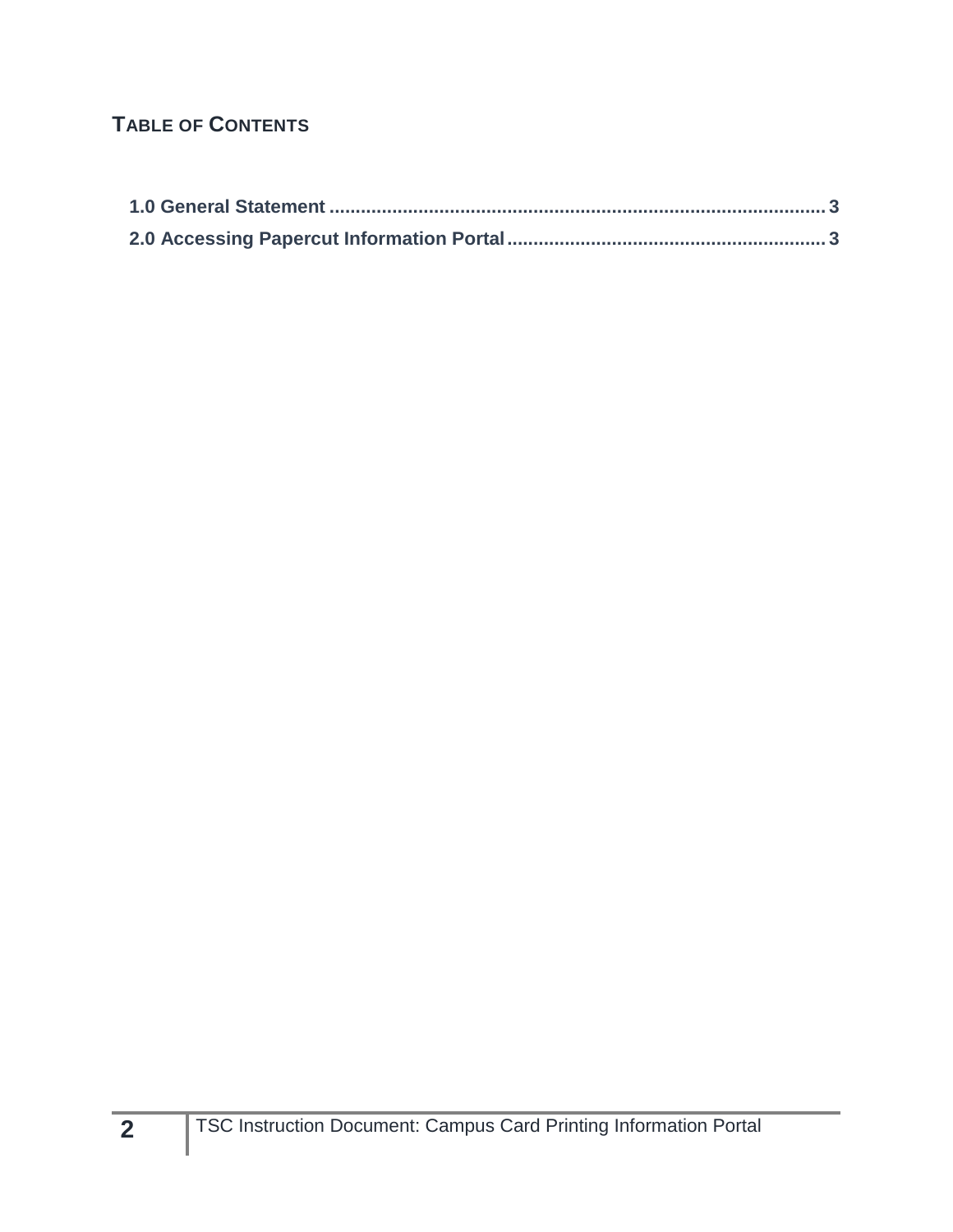## Table of Contents

1.0 General Statement ........................................................................................ 3

2.0 Accessing Papercut Information Portal ............................................................ 3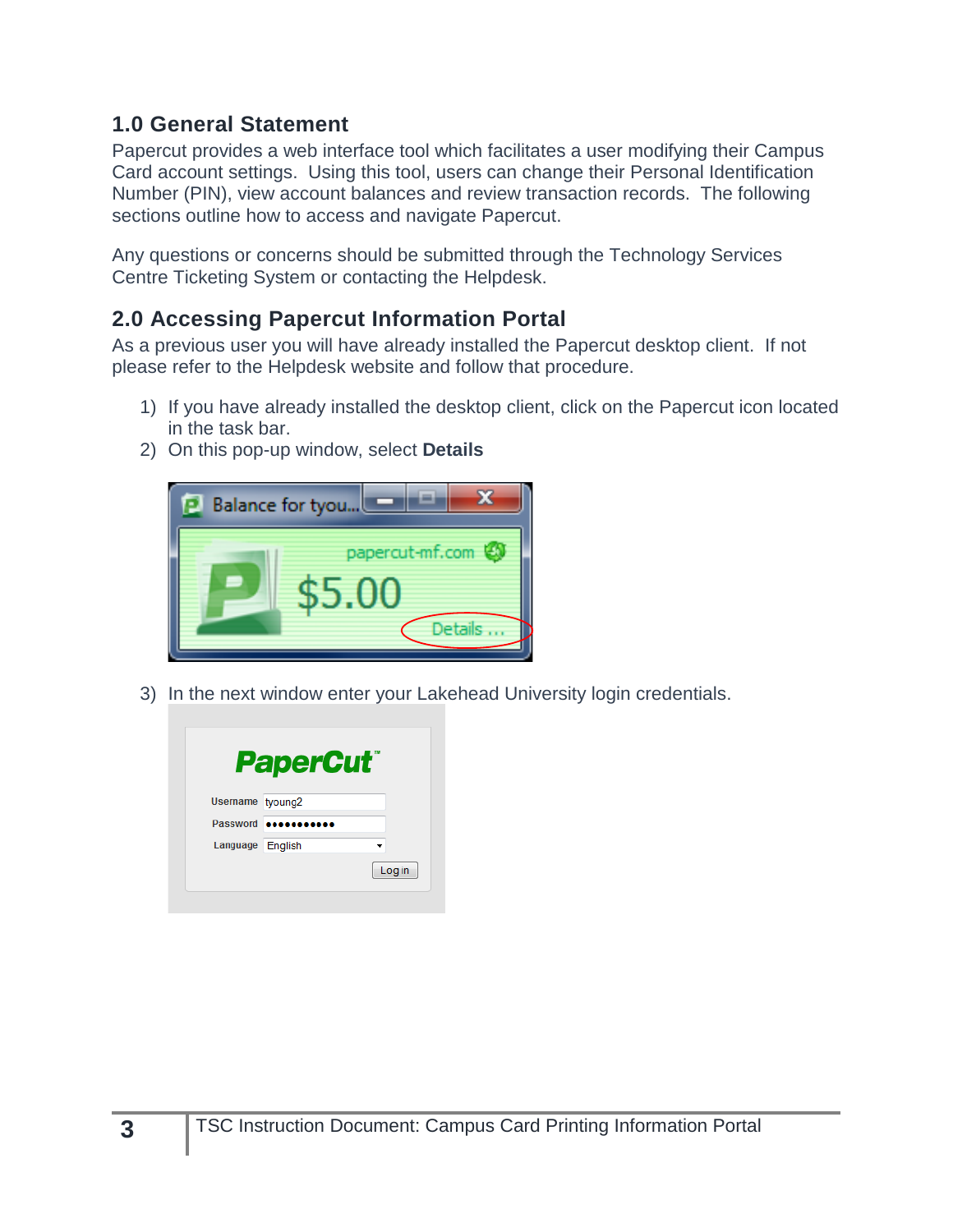## 1.0 General Statement

Papercut provides a web interface tool which facilitates a user modifying their Campus Card account settings. Using this tool, users can change their Personal Identification Number (PIN), view account balances and review transaction records. The following sections outline how to access and navigate Papercut.

Any questions or concerns should be submitted through the Technology Services Centre Ticketing System or contacting the Helpdesk.

## 2.0 Accessing Papercut Information Portal

As a previous user you will have already installed the Papercut desktop client. If not please refer to the Helpdesk website and follow that procedure.

1) If you have already installed the desktop client, click on the Papercut icon located in the task bar.
2) On this pop-up window, select **Details**
3) In the next window enter your Lakehead University login credentials.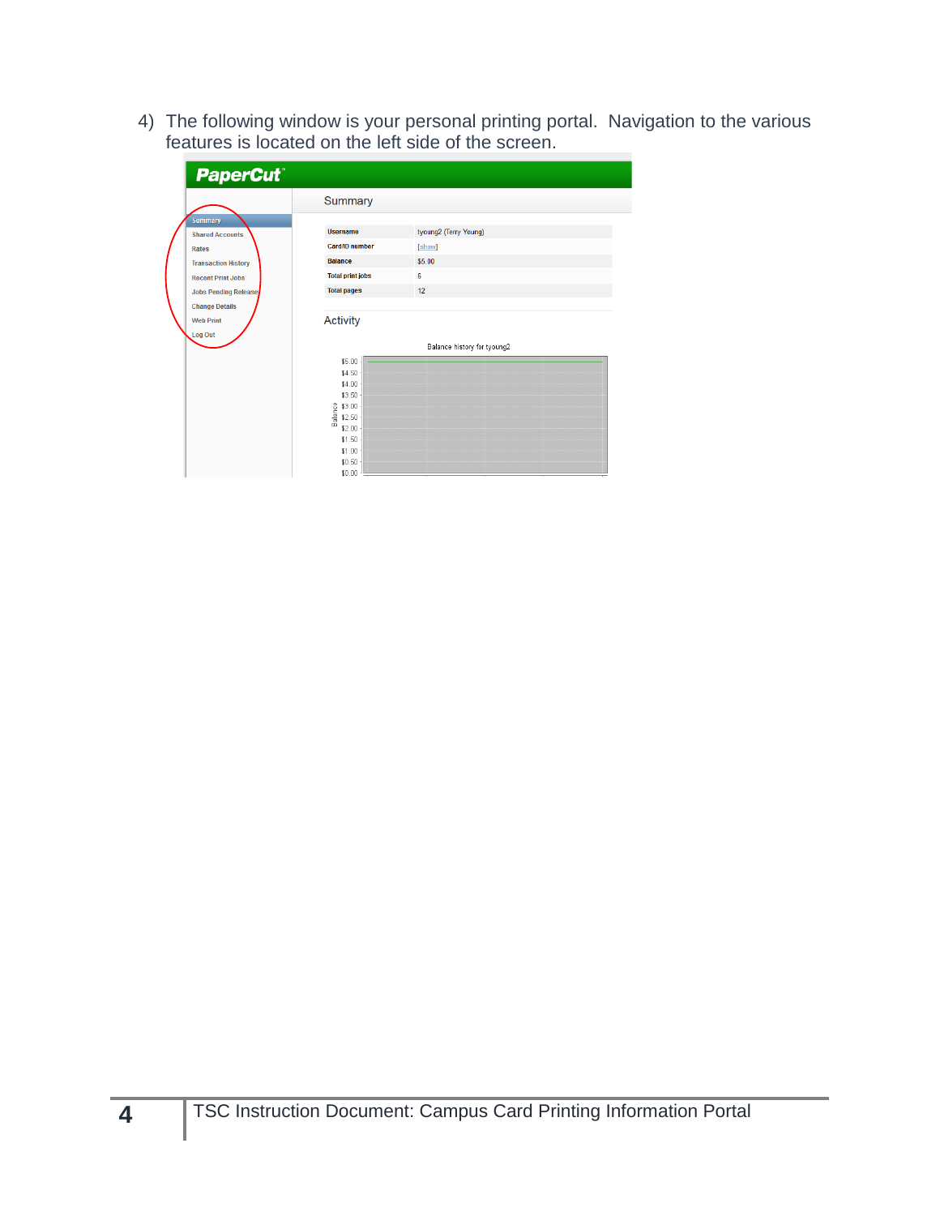4) The following window is your personal printing portal. Navigation to the various features is located on the left side of the screen.

PaperCut

Summary

Summary
Shared Accounts
Rates
Transaction History
Recent Print Jobs
Jobs Pending Release
Change Details
Web Print
Log Out

| | |
|---|---|
| Username | tyoung2 (Terry Young) |
| Card/ID number | [show] |
| Balance | $5.00 |
| Total print jobs | 6 |
| Total pages | 12 |

Activity

Balance history for tyoung2

Balance

$5.00
$4.50
$4.00
$3.50
$3.00
$2.50
$2.00
$1.50
$1.00
$0.50
$0.00